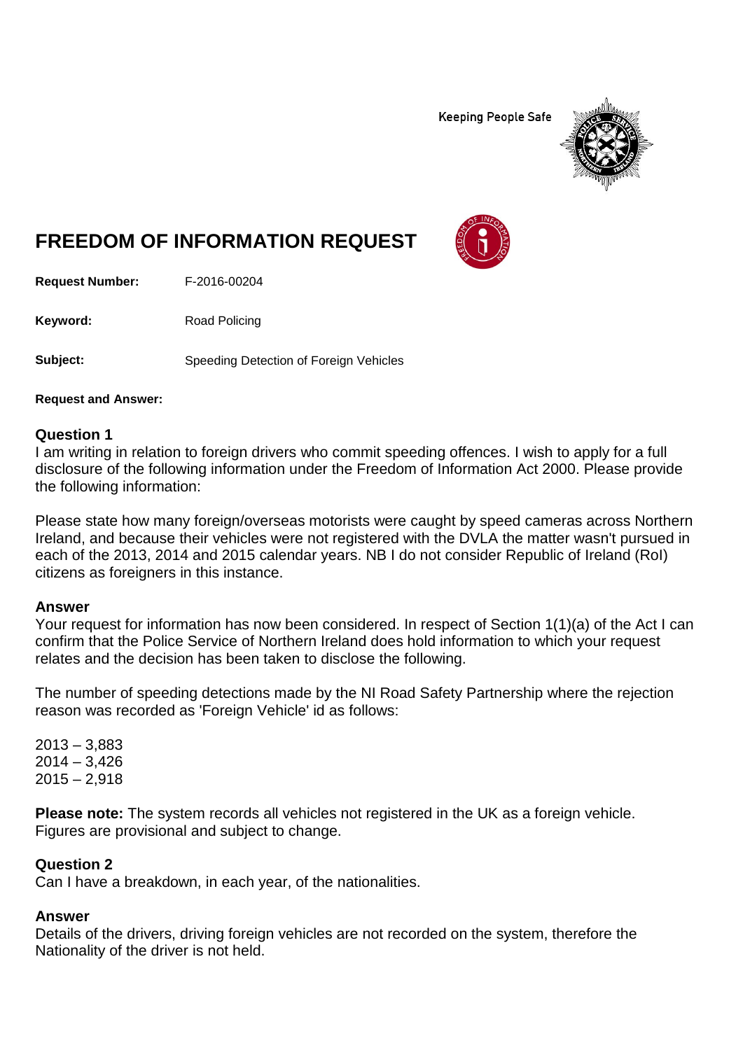Keeping People Safe

# FREEDOM OF INFORMATION REQUEST

**Request Number:** F-2016-00204

**Keyword:** Road Policing

**Subject:** Speeding Detection of Foreign Vehicles

**Request and Answer:**

### Question 1

I am writing in relation to foreign drivers who commit speeding offences. I wish to apply for a full disclosure of the following information under the Freedom of Information Act 2000. Please provide the following information:

Please state how many foreign/overseas motorists were caught by speed cameras across Northern Ireland, and because their vehicles were not registered with the DVLA the matter wasn't pursued in each of the 2013, 2014 and 2015 calendar years. NB I do not consider Republic of Ireland (RoI) citizens as foreigners in this instance.

### Answer

Your request for information has now been considered. In respect of Section 1(1)(a) of the Act I can confirm that the Police Service of Northern Ireland does hold information to which your request relates and the decision has been taken to disclose the following.

The number of speeding detections made by the NI Road Safety Partnership where the rejection reason was recorded as 'Foreign Vehicle' id as follows:

2013 – 3,883
2014 – 3,426
2015 – 2,918

**Please note:** The system records all vehicles not registered in the UK as a foreign vehicle. Figures are provisional and subject to change.

### Question 2

Can I have a breakdown, in each year, of the nationalities.

### Answer

Details of the drivers, driving foreign vehicles are not recorded on the system, therefore the Nationality of the driver is not held.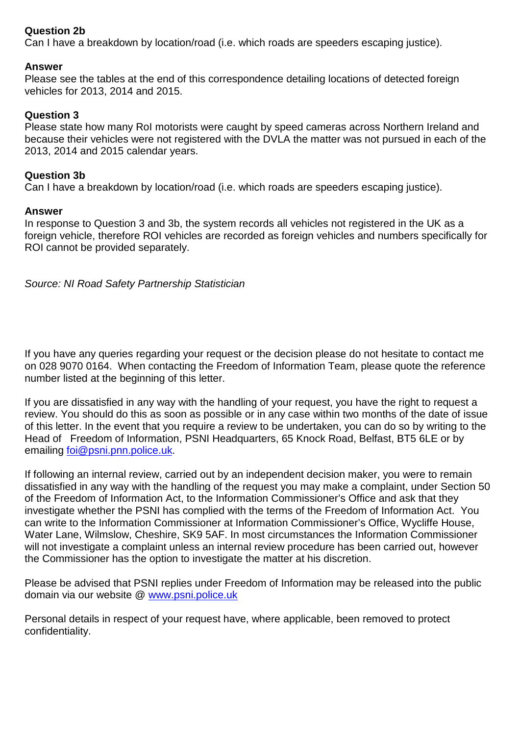**Question 2b**
Can I have a breakdown by location/road (i.e. which roads are speeders escaping justice).

**Answer**
Please see the tables at the end of this correspondence detailing locations of detected foreign vehicles for 2013, 2014 and 2015.

**Question 3**
Please state how many RoI motorists were caught by speed cameras across Northern Ireland and because their vehicles were not registered with the DVLA the matter was not pursued in each of the 2013, 2014 and 2015 calendar years.

**Question 3b**
Can I have a breakdown by location/road (i.e. which roads are speeders escaping justice).

**Answer**
In response to Question 3 and 3b, the system records all vehicles not registered in the UK as a foreign vehicle, therefore ROI vehicles are recorded as foreign vehicles and numbers specifically for ROI cannot be provided separately.

*Source: NI Road Safety Partnership Statistician*

If you have any queries regarding your request or the decision please do not hesitate to contact me on 028 9070 0164. When contacting the Freedom of Information Team, please quote the reference number listed at the beginning of this letter.

If you are dissatisfied in any way with the handling of your request, you have the right to request a review. You should do this as soon as possible or in any case within two months of the date of issue of this letter. In the event that you require a review to be undertaken, you can do so by writing to the Head of Freedom of Information, PSNI Headquarters, 65 Knock Road, Belfast, BT5 6LE or by emailing [foi@psni.pnn.police.uk](mailto:foi@psni.pnn.police.uk).

If following an internal review, carried out by an independent decision maker, you were to remain dissatisfied in any way with the handling of the request you may make a complaint, under Section 50 of the Freedom of Information Act, to the Information Commissioner's Office and ask that they investigate whether the PSNI has complied with the terms of the Freedom of Information Act. You can write to the Information Commissioner at Information Commissioner's Office, Wycliffe House, Water Lane, Wilmslow, Cheshire, SK9 5AF. In most circumstances the Information Commissioner will not investigate a complaint unless an internal review procedure has been carried out, however the Commissioner has the option to investigate the matter at his discretion.

Please be advised that PSNI replies under Freedom of Information may be released into the public domain via our website @ [www.psni.police.uk](http://www.psni.police.uk)

Personal details in respect of your request have, where applicable, been removed to protect confidentiality.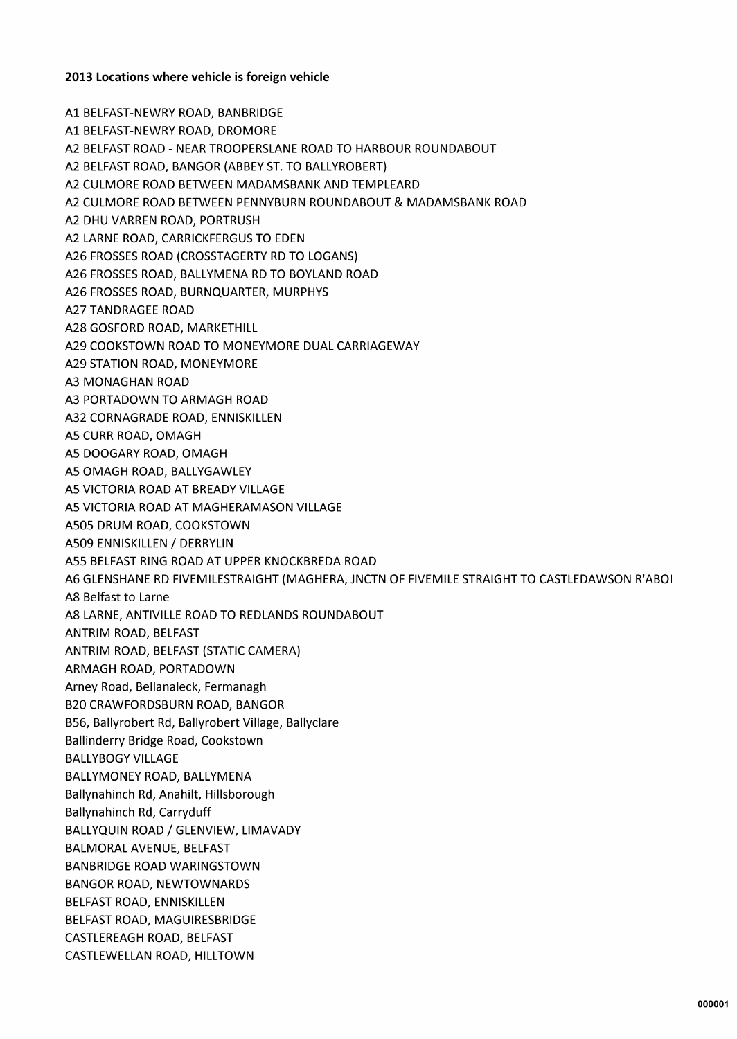**2013 Locations where vehicle is foreign vehicle**

A1 BELFAST-NEWRY ROAD, BANBRIDGE
A1 BELFAST-NEWRY ROAD, DROMORE
A2 BELFAST ROAD - NEAR TROOPERSLANE ROAD TO HARBOUR ROUNDABOUT
A2 BELFAST ROAD, BANGOR (ABBEY ST. TO BALLYROBERT)
A2 CULMORE ROAD BETWEEN MADAMSBANK AND TEMPLEARD
A2 CULMORE ROAD BETWEEN PENNYBURN ROUNDABOUT & MADAMSBANK ROAD
A2 DHU VARREN ROAD, PORTRUSH
A2 LARNE ROAD, CARRICKFERGUS TO EDEN
A26 FROSSES ROAD (CROSSTAGERTY RD TO LOGANS)
A26 FROSSES ROAD, BALLYMENA RD TO BOYLAND ROAD
A26 FROSSES ROAD, BURNQUARTER, MURPHYS
A27 TANDRAGEE ROAD
A28 GOSFORD ROAD, MARKETHILL
A29 COOKSTOWN ROAD TO MONEYMORE DUAL CARRIAGEWAY
A29 STATION ROAD, MONEYMORE
A3 MONAGHAN ROAD
A3 PORTADOWN TO ARMAGH ROAD
A32 CORNAGRADE ROAD, ENNISKILLEN
A5 CURR ROAD, OMAGH
A5 DOOGARY ROAD, OMAGH
A5 OMAGH ROAD, BALLYGAWLEY
A5 VICTORIA ROAD AT BREADY VILLAGE
A5 VICTORIA ROAD AT MAGHERAMASON VILLAGE
A505 DRUM ROAD, COOKSTOWN
A509 ENNISKILLEN / DERRYLIN
A55 BELFAST RING ROAD AT UPPER KNOCKBREDA ROAD
A6 GLENSHANE RD FIVEMILESTRAIGHT (MAGHERA, JNCTN OF FIVEMILE STRAIGHT TO CASTLEDAWSON R'ABOU
A8 Belfast to Larne
A8 LARNE, ANTIVILLE ROAD TO REDLANDS ROUNDABOUT
ANTRIM ROAD, BELFAST
ANTRIM ROAD, BELFAST (STATIC CAMERA)
ARMAGH ROAD, PORTADOWN
Arney Road, Bellanaleck, Fermanagh
B20 CRAWFORDSBURN ROAD, BANGOR
B56, Ballyrobert Rd, Ballyrobert Village, Ballyclare
Ballinderry Bridge Road, Cookstown
BALLYBOGY VILLAGE
BALLYMONEY ROAD, BALLYMENA
Ballynahinch Rd, Anahilt, Hillsborough
Ballynahinch Rd, Carryduff
BALLYQUIN ROAD / GLENVIEW, LIMAVADY
BALMORAL AVENUE, BELFAST
BANBRIDGE ROAD WARINGSTOWN
BANGOR ROAD, NEWTOWNARDS
BELFAST ROAD, ENNISKILLEN
BELFAST ROAD, MAGUIRESBRIDGE
CASTLEREAGH ROAD, BELFAST
CASTLEWELLAN ROAD, HILLTOWN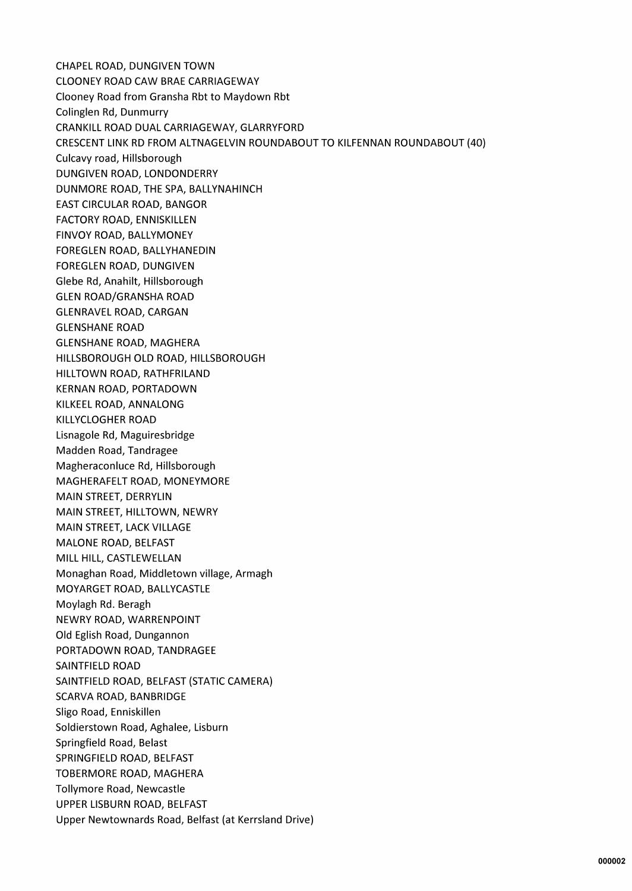CHAPEL ROAD, DUNGIVEN TOWN
CLOONEY ROAD CAW BRAE CARRIAGEWAY
Clooney Road from Gransha Rbt to Maydown Rbt
Colinglen Rd, Dunmurry
CRANKILL ROAD DUAL CARRIAGEWAY, GLARRYFORD
CRESCENT LINK RD FROM ALTNAGELVIN ROUNDABOUT TO KILFENNAN ROUNDABOUT (40)
Culcavy road, Hillsborough
DUNGIVEN ROAD, LONDONDERRY
DUNMORE ROAD, THE SPA, BALLYNAHINCH
EAST CIRCULAR ROAD, BANGOR
FACTORY ROAD, ENNISKILLEN
FINVOY ROAD, BALLYMONEY
FOREGLEN ROAD, BALLYHANEDIN
FOREGLEN ROAD, DUNGIVEN
Glebe Rd, Anahilt, Hillsborough
GLEN ROAD/GRANSHA ROAD
GLENRAVEL ROAD, CARGAN
GLENSHANE ROAD
GLENSHANE ROAD, MAGHERA
HILLSBOROUGH OLD ROAD, HILLSBOROUGH
HILLTOWN ROAD, RATHFRILAND
KERNAN ROAD, PORTADOWN
KILKEEL ROAD, ANNALONG
KILLYCLOGHER ROAD
Lisnagole Rd, Maguiresbridge
Madden Road, Tandragee
Magheraconluce Rd, Hillsborough
MAGHERAFELT ROAD, MONEYMORE
MAIN STREET, DERRYLIN
MAIN STREET, HILLTOWN, NEWRY
MAIN STREET, LACK VILLAGE
MALONE ROAD, BELFAST
MILL HILL, CASTLEWELLAN
Monaghan Road, Middletown village, Armagh
MOYARGET ROAD, BALLYCASTLE
Moylagh Rd. Beragh
NEWRY ROAD, WARRENPOINT
Old Eglish Road, Dungannon
PORTADOWN ROAD, TANDRAGEE
SAINTFIELD ROAD
SAINTFIELD ROAD, BELFAST (STATIC CAMERA)
SCARVA ROAD, BANBRIDGE
Sligo Road, Enniskillen
Soldierstown Road, Aghalee, Lisburn
Springfield Road, Belast
SPRINGFIELD ROAD, BELFAST
TOBERMORE ROAD, MAGHERA
Tollymore Road, Newcastle
UPPER LISBURN ROAD, BELFAST
Upper Newtownards Road, Belfast (at Kerrsland Drive)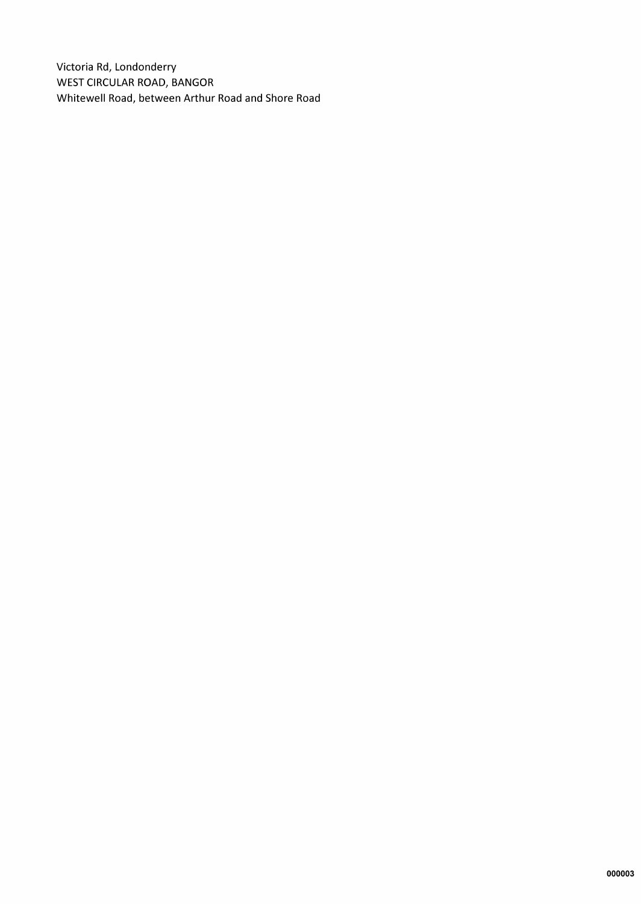Victoria Rd, Londonderry
WEST CIRCULAR ROAD, BANGOR
Whitewell Road, between Arthur Road and Shore Road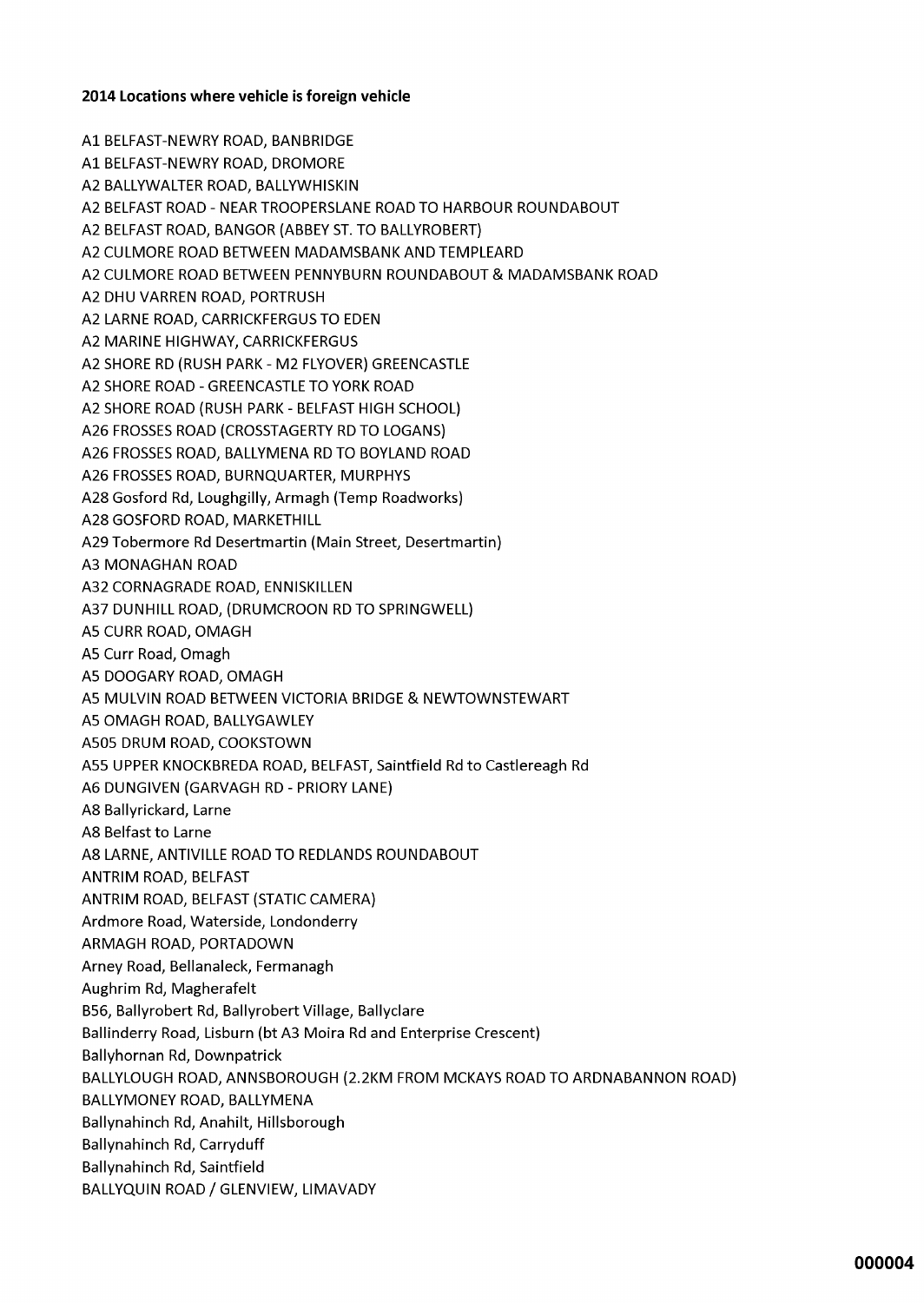**2014 Locations where vehicle is foreign vehicle**

A1 BELFAST-NEWRY ROAD, BANBRIDGE
A1 BELFAST-NEWRY ROAD, DROMORE
A2 BALLYWALTER ROAD, BALLYWHISKIN
A2 BELFAST ROAD - NEAR TROOPERSLANE ROAD TO HARBOUR ROUNDABOUT
A2 BELFAST ROAD, BANGOR (ABBEY ST. TO BALLYROBERT)
A2 CULMORE ROAD BETWEEN MADAMSBANK AND TEMPLEARD
A2 CULMORE ROAD BETWEEN PENNYBURN ROUNDABOUT & MADAMSBANK ROAD
A2 DHU VARREN ROAD, PORTRUSH
A2 LARNE ROAD, CARRICKFERGUS TO EDEN
A2 MARINE HIGHWAY, CARRICKFERGUS
A2 SHORE RD (RUSH PARK - M2 FLYOVER) GREENCASTLE
A2 SHORE ROAD - GREENCASTLE TO YORK ROAD
A2 SHORE ROAD (RUSH PARK - BELFAST HIGH SCHOOL)
A26 FROSSES ROAD (CROSSTAGERTY RD TO LOGANS)
A26 FROSSES ROAD, BALLYMENA RD TO BOYLAND ROAD
A26 FROSSES ROAD, BURNQUARTER, MURPHYS
A28 Gosford Rd, Loughgilly, Armagh (Temp Roadworks)
A28 GOSFORD ROAD, MARKETHILL
A29 Tobermore Rd Desertmartin (Main Street, Desertmartin)
A3 MONAGHAN ROAD
A32 CORNAGRADE ROAD, ENNISKILLEN
A37 DUNHILL ROAD, (DRUMCROON RD TO SPRINGWELL)
A5 CURR ROAD, OMAGH
A5 Curr Road, Omagh
A5 DOOGARY ROAD, OMAGH
A5 MULVIN ROAD BETWEEN VICTORIA BRIDGE & NEWTOWNSTEWART
A5 OMAGH ROAD, BALLYGAWLEY
A505 DRUM ROAD, COOKSTOWN
A55 UPPER KNOCKBREDA ROAD, BELFAST, Saintfield Rd to Castlereagh Rd
A6 DUNGIVEN (GARVAGH RD - PRIORY LANE)
A8 Ballyrickard, Larne
A8 Belfast to Larne
A8 LARNE, ANTIVILLE ROAD TO REDLANDS ROUNDABOUT
ANTRIM ROAD, BELFAST
ANTRIM ROAD, BELFAST (STATIC CAMERA)
Ardmore Road, Waterside, Londonderry
ARMAGH ROAD, PORTADOWN
Arney Road, Bellanaleck, Fermanagh
Aughrim Rd, Magherafelt
B56, Ballyrobert Rd, Ballyrobert Village, Ballyclare
Ballinderry Road, Lisburn (bt A3 Moira Rd and Enterprise Crescent)
Ballyhornan Rd, Downpatrick
BALLYLOUGH ROAD, ANNSBOROUGH (2.2KM FROM MCKAYS ROAD TO ARDNABANNON ROAD)
BALLYMONEY ROAD, BALLYMENA
Ballynahinch Rd, Anahilt, Hillsborough
Ballynahinch Rd, Carryduff
Ballynahinch Rd, Saintfield
BALLYQUIN ROAD / GLENVIEW, LIMAVADY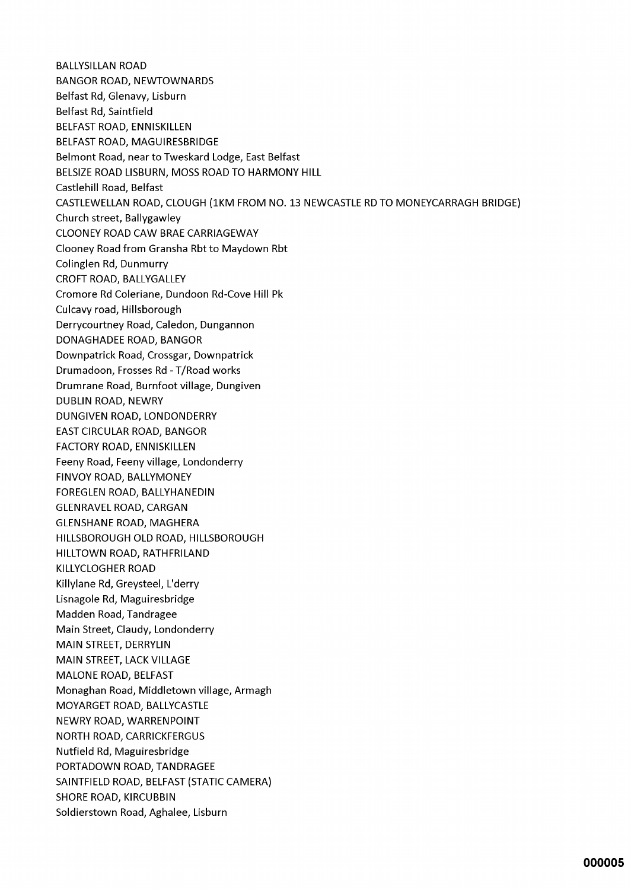BALLYSILLAN ROAD
BANGOR ROAD, NEWTOWNARDS
Belfast Rd, Glenavy, Lisburn
Belfast Rd, Saintfield
BELFAST ROAD, ENNISKILLEN
BELFAST ROAD, MAGUIRESBRIDGE
Belmont Road, near to Tweskard Lodge, East Belfast
BELSIZE ROAD LISBURN, MOSS ROAD TO HARMONY HILL
Castlehill Road, Belfast
CASTLEWELLAN ROAD, CLOUGH (1KM FROM NO. 13 NEWCASTLE RD TO MONEYCARRAGH BRIDGE)
Church street, Ballygawley
CLOONEY ROAD CAW BRAE CARRIAGEWAY
Clooney Road from Gransha Rbt to Maydown Rbt
Colinglen Rd, Dunmurry
CROFT ROAD, BALLYGALLEY
Cromore Rd Coleriane, Dundoon Rd-Cove Hill Pk
Culcavy road, Hillsborough
Derrycourtney Road, Caledon, Dungannon
DONAGHADEE ROAD, BANGOR
Downpatrick Road, Crossgar, Downpatrick
Drumadoon, Frosses Rd - T/Road works
Drumrane Road, Burnfoot village, Dungiven
DUBLIN ROAD, NEWRY
DUNGIVEN ROAD, LONDONDERRY
EAST CIRCULAR ROAD, BANGOR
FACTORY ROAD, ENNISKILLEN
Feeny Road, Feeny village, Londonderry
FINVOY ROAD, BALLYMONEY
FOREGLEN ROAD, BALLYHANEDIN
GLENRAVEL ROAD, CARGAN
GLENSHANE ROAD, MAGHERA
HILLSBOROUGH OLD ROAD, HILLSBOROUGH
HILLTOWN ROAD, RATHFRILAND
KILLYCLOGHER ROAD
Killylane Rd, Greysteel, L'derry
Lisnagole Rd, Maguiresbridge
Madden Road, Tandragee
Main Street, Claudy, Londonderry
MAIN STREET, DERRYLIN
MAIN STREET, LACK VILLAGE
MALONE ROAD, BELFAST
Monaghan Road, Middletown village, Armagh
MOYARGET ROAD, BALLYCASTLE
NEWRY ROAD, WARRENPOINT
NORTH ROAD, CARRICKFERGUS
Nutfield Rd, Maguiresbridge
PORTADOWN ROAD, TANDRAGEE
SAINTFIELD ROAD, BELFAST (STATIC CAMERA)
SHORE ROAD, KIRCUBBIN
Soldierstown Road, Aghalee, Lisburn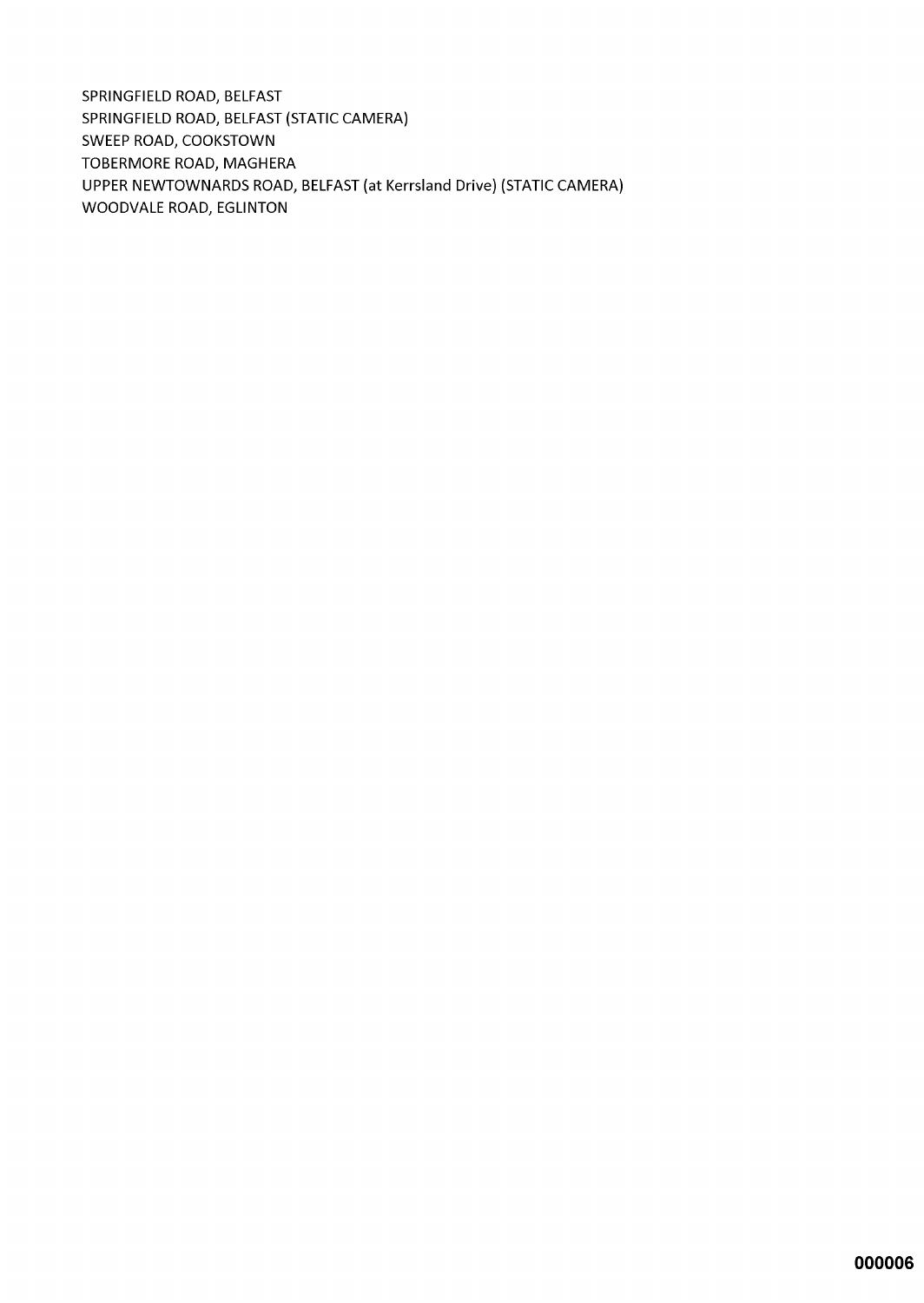SPRINGFIELD ROAD, BELFAST
SPRINGFIELD ROAD, BELFAST (STATIC CAMERA)
SWEEP ROAD, COOKSTOWN
TOBERMORE ROAD, MAGHERA
UPPER NEWTOWNARDS ROAD, BELFAST (at Kerrsland Drive) (STATIC CAMERA)
WOODVALE ROAD, EGLINTON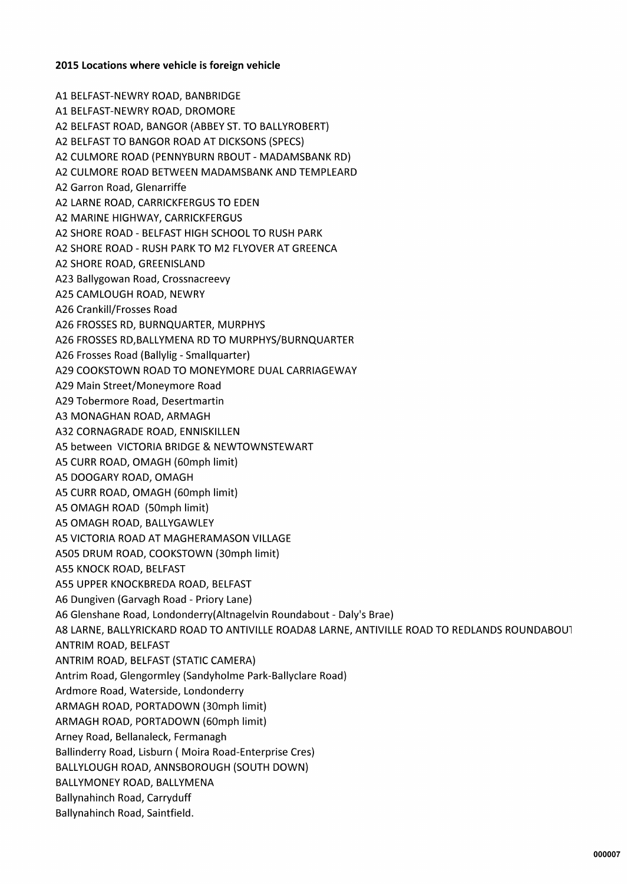**2015 Locations where vehicle is foreign vehicle**

A1 BELFAST-NEWRY ROAD, BANBRIDGE
A1 BELFAST-NEWRY ROAD, DROMORE
A2 BELFAST ROAD, BANGOR (ABBEY ST. TO BALLYROBERT)
A2 BELFAST TO BANGOR ROAD AT DICKSONS (SPECS)
A2 CULMORE ROAD (PENNYBURN RBOUT - MADAMSBANK RD)
A2 CULMORE ROAD BETWEEN MADAMSBANK AND TEMPLEARD
A2 Garron Road, Glenarriffe
A2 LARNE ROAD, CARRICKFERGUS TO EDEN
A2 MARINE HIGHWAY, CARRICKFERGUS
A2 SHORE ROAD - BELFAST HIGH SCHOOL TO RUSH PARK
A2 SHORE ROAD - RUSH PARK TO M2 FLYOVER AT GREENCA
A2 SHORE ROAD, GREENISLAND
A23 Ballygowan Road, Crossnacreevy
A25 CAMLOUGH ROAD, NEWRY
A26 Crankill/Frosses Road
A26 FROSSES RD, BURNQUARTER, MURPHYS
A26 FROSSES RD,BALLYMENA RD TO MURPHYS/BURNQUARTER
A26 Frosses Road (Ballylig - Smallquarter)
A29 COOKSTOWN ROAD TO MONEYMORE DUAL CARRIAGEWAY
A29 Main Street/Moneymore Road
A29 Tobermore Road, Desertmartin
A3 MONAGHAN ROAD, ARMAGH
A32 CORNAGRADE ROAD, ENNISKILLEN
A5 between VICTORIA BRIDGE & NEWTOWNSTEWART
A5 CURR ROAD, OMAGH (60mph limit)
A5 DOOGARY ROAD, OMAGH
A5 CURR ROAD, OMAGH (60mph limit)
A5 OMAGH ROAD (50mph limit)
A5 OMAGH ROAD, BALLYGAWLEY
A5 VICTORIA ROAD AT MAGHERAMASON VILLAGE
A505 DRUM ROAD, COOKSTOWN (30mph limit)
A55 KNOCK ROAD, BELFAST
A55 UPPER KNOCKBREDA ROAD, BELFAST
A6 Dungiven (Garvagh Road - Priory Lane)
A6 Glenshane Road, Londonderry(Altnagelvin Roundabout - Daly's Brae)
A8 LARNE, BALLYRICKARD ROAD TO ANTIVILLE ROADA8 LARNE, ANTIVILLE ROAD TO REDLANDS ROUNDABOUT
ANTRIM ROAD, BELFAST
ANTRIM ROAD, BELFAST (STATIC CAMERA)
Antrim Road, Glengormley (Sandyholme Park-Ballyclare Road)
Ardmore Road, Waterside, Londonderry
ARMAGH ROAD, PORTADOWN (30mph limit)
ARMAGH ROAD, PORTADOWN (60mph limit)
Arney Road, Bellanaleck, Fermanagh
Ballinderry Road, Lisburn ( Moira Road-Enterprise Cres)
BALLYLOUGH ROAD, ANNSBOROUGH (SOUTH DOWN)
BALLYMONEY ROAD, BALLYMENA
Ballynahinch Road, Carryduff
Ballynahinch Road, Saintfield.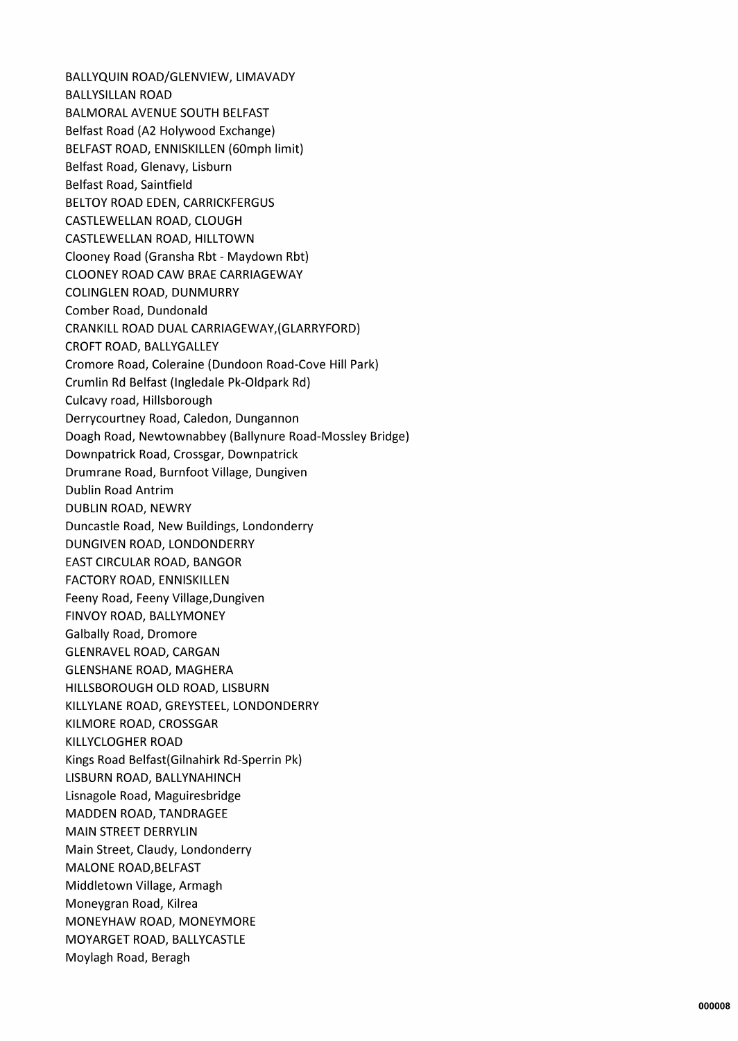BALLYQUIN ROAD/GLENVIEW, LIMAVADY
BALLYSILLAN ROAD
BALMORAL AVENUE SOUTH BELFAST
Belfast Road (A2 Holywood Exchange)
BELFAST ROAD, ENNISKILLEN (60mph limit)
Belfast Road, Glenavy, Lisburn
Belfast Road, Saintfield
BELTOY ROAD EDEN, CARRICKFERGUS
CASTLEWELLAN ROAD, CLOUGH
CASTLEWELLAN ROAD, HILLTOWN
Clooney Road (Gransha Rbt - Maydown Rbt)
CLOONEY ROAD CAW BRAE CARRIAGEWAY
COLINGLEN ROAD, DUNMURRY
Comber Road, Dundonald
CRANKILL ROAD DUAL CARRIAGEWAY,(GLARRYFORD)
CROFT ROAD, BALLYGALLEY
Cromore Road, Coleraine (Dundoon Road-Cove Hill Park)
Crumlin Rd Belfast (Ingledale Pk-Oldpark Rd)
Culcavy road, Hillsborough
Derrycourtney Road, Caledon, Dungannon
Doagh Road, Newtownabbey (Ballynure Road-Mossley Bridge)
Downpatrick Road, Crossgar, Downpatrick
Drumrane Road, Burnfoot Village, Dungiven
Dublin Road Antrim
DUBLIN ROAD, NEWRY
Duncastle Road, New Buildings, Londonderry
DUNGIVEN ROAD, LONDONDERRY
EAST CIRCULAR ROAD, BANGOR
FACTORY ROAD, ENNISKILLEN
Feeny Road, Feeny Village,Dungiven
FINVOY ROAD, BALLYMONEY
Galbally Road, Dromore
GLENRAVEL ROAD, CARGAN
GLENSHANE ROAD, MAGHERA
HILLSBOROUGH OLD ROAD, LISBURN
KILLYLANE ROAD, GREYSTEEL, LONDONDERRY
KILMORE ROAD, CROSSGAR
KILLYCLOGHER ROAD
Kings Road Belfast(Gilnahirk Rd-Sperrin Pk)
LISBURN ROAD, BALLYNAHINCH
Lisnagole Road, Maguiresbridge
MADDEN ROAD, TANDRAGEE
MAIN STREET DERRYLIN
Main Street, Claudy, Londonderry
MALONE ROAD,BELFAST
Middletown Village, Armagh
Moneygran Road, Kilrea
MONEYHAW ROAD, MONEYMORE
MOYARGET ROAD, BALLYCASTLE
Moylagh Road, Beragh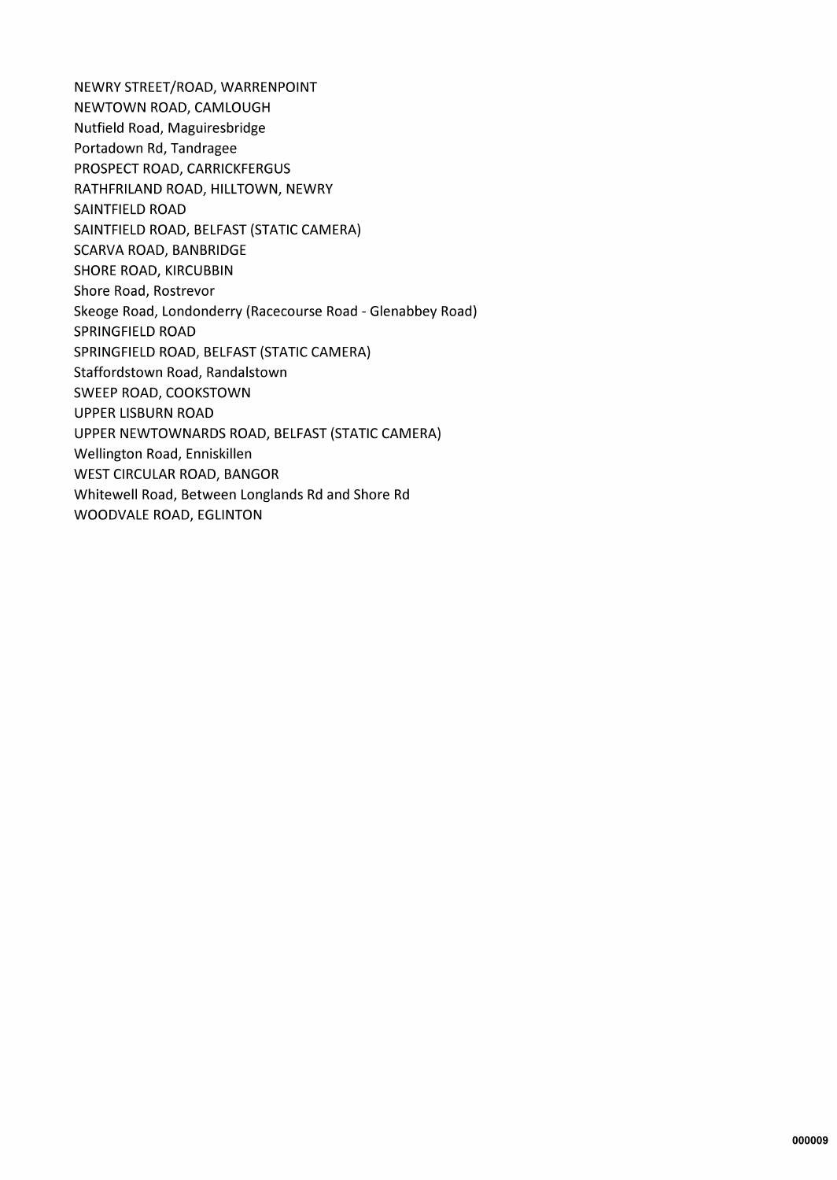NEWRY STREET/ROAD, WARRENPOINT
NEWTOWN ROAD, CAMLOUGH
Nutfield Road, Maguiresbridge
Portadown Rd, Tandragee
PROSPECT ROAD, CARRICKFERGUS
RATHFRILAND ROAD, HILLTOWN, NEWRY
SAINTFIELD ROAD
SAINTFIELD ROAD, BELFAST (STATIC CAMERA)
SCARVA ROAD, BANBRIDGE
SHORE ROAD, KIRCUBBIN
Shore Road, Rostrevor
Skeoge Road, Londonderry (Racecourse Road - Glenabbey Road)
SPRINGFIELD ROAD
SPRINGFIELD ROAD, BELFAST (STATIC CAMERA)
Staffordstown Road, Randalstown
SWEEP ROAD, COOKSTOWN
UPPER LISBURN ROAD
UPPER NEWTOWNARDS ROAD, BELFAST (STATIC CAMERA)
Wellington Road, Enniskillen
WEST CIRCULAR ROAD, BANGOR
Whitewell Road, Between Longlands Rd and Shore Rd
WOODVALE ROAD, EGLINTON